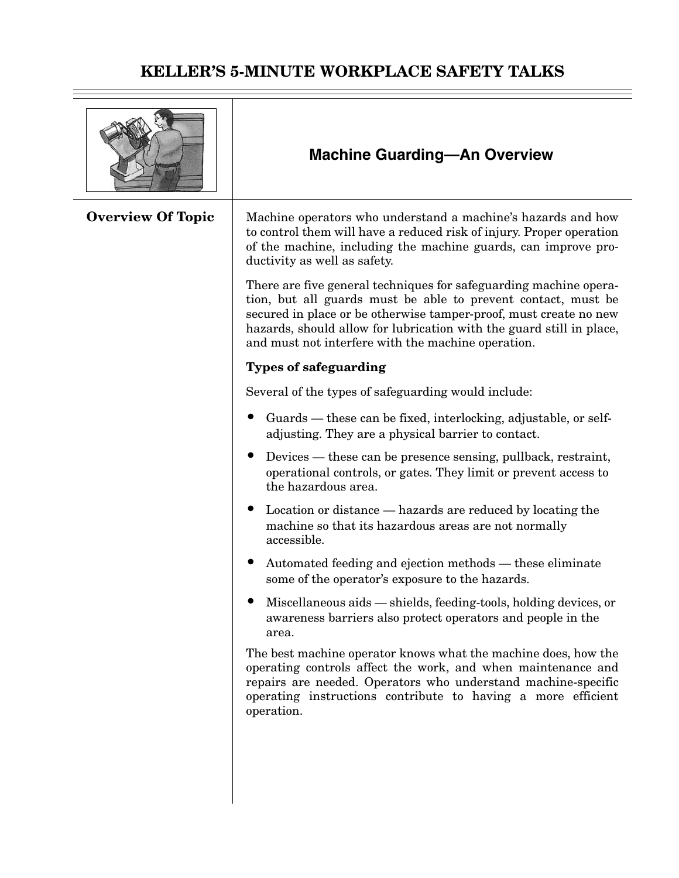# KELLER'S 5-MINUTE WORKPLACE SAFETY TALKS

## Machine Guarding—An Overview

### Overview Of Topic

Machine operators who understand a machine's hazards and how to control them will have a reduced risk of injury. Proper operation of the machine, including the machine guards, can improve productivity as well as safety.

There are five general techniques for safeguarding machine operation, but all guards must be able to prevent contact, must be secured in place or be otherwise tamper-proof, must create no new hazards, should allow for lubrication with the guard still in place, and must not interfere with the machine operation.

**Types of safeguarding**

Several of the types of safeguarding would include:

- Guards — these can be fixed, interlocking, adjustable, or self-adjusting. They are a physical barrier to contact.
- Devices — these can be presence sensing, pullback, restraint, operational controls, or gates. They limit or prevent access to the hazardous area.
- Location or distance — hazards are reduced by locating the machine so that its hazardous areas are not normally accessible.
- Automated feeding and ejection methods — these eliminate some of the operator's exposure to the hazards.
- Miscellaneous aids — shields, feeding-tools, holding devices, or awareness barriers also protect operators and people in the area.

The best machine operator knows what the machine does, how the operating controls affect the work, and when maintenance and repairs are needed. Operators who understand machine-specific operating instructions contribute to having a more efficient operation.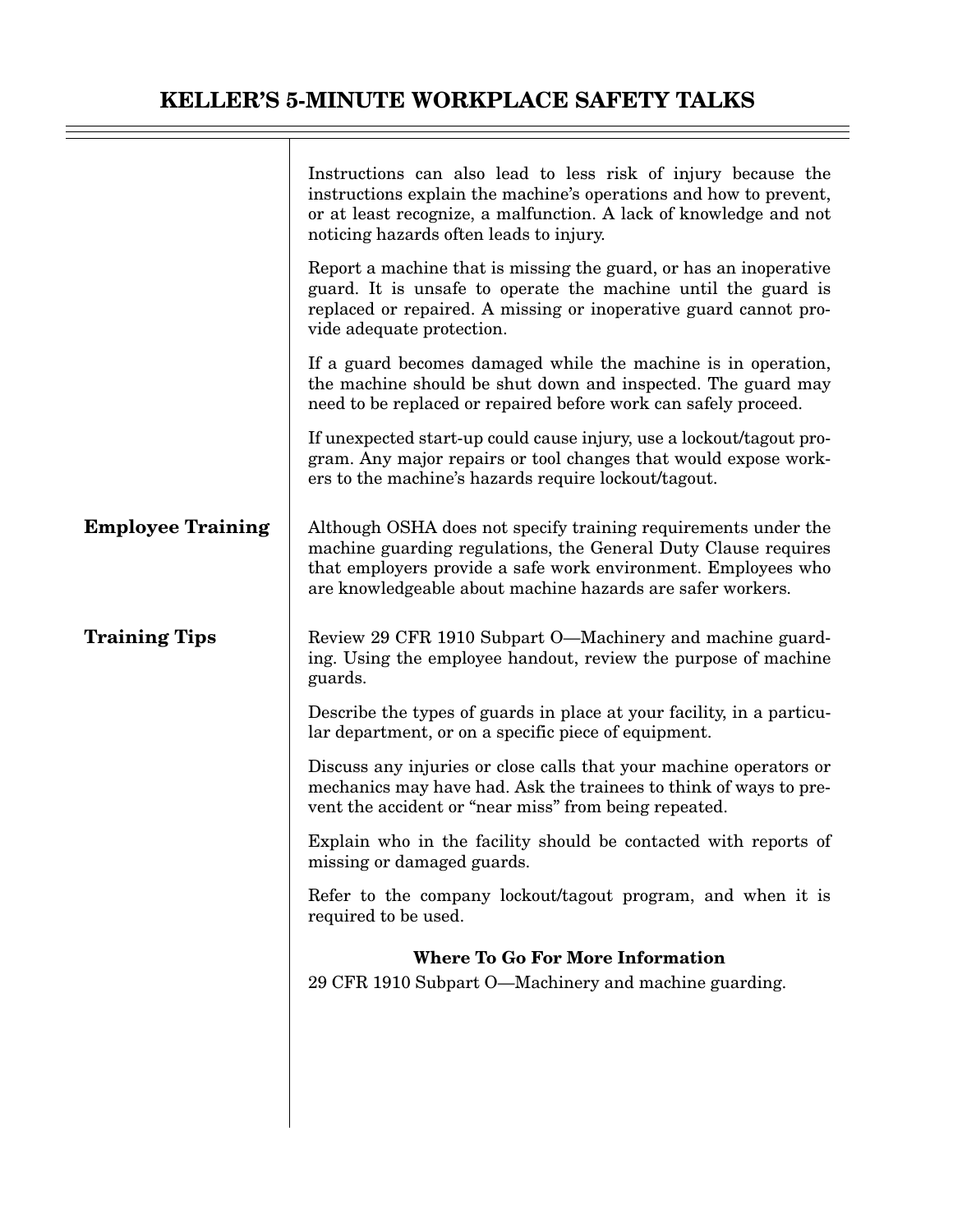Instructions can also lead to less risk of injury because the instructions explain the machine's operations and how to prevent, or at least recognize, a malfunction. A lack of knowledge and not noticing hazards often leads to injury.

Report a machine that is missing the guard, or has an inoperative guard. It is unsafe to operate the machine until the guard is replaced or repaired. A missing or inoperative guard cannot provide adequate protection.

If a guard becomes damaged while the machine is in operation, the machine should be shut down and inspected. The guard may need to be replaced or repaired before work can safely proceed.

If unexpected start-up could cause injury, use a lockout/tagout program. Any major repairs or tool changes that would expose workers to the machine's hazards require lockout/tagout.

## Employee Training

Although OSHA does not specify training requirements under the machine guarding regulations, the General Duty Clause requires that employers provide a safe work environment. Employees who are knowledgeable about machine hazards are safer workers.

## Training Tips

Review 29 CFR 1910 Subpart O—Machinery and machine guarding. Using the employee handout, review the purpose of machine guards.

Describe the types of guards in place at your facility, in a particular department, or on a specific piece of equipment.

Discuss any injuries or close calls that your machine operators or mechanics may have had. Ask the trainees to think of ways to prevent the accident or "near miss" from being repeated.

Explain who in the facility should be contacted with reports of missing or damaged guards.

Refer to the company lockout/tagout program, and when it is required to be used.

**Where To Go For More Information**

29 CFR 1910 Subpart O—Machinery and machine guarding.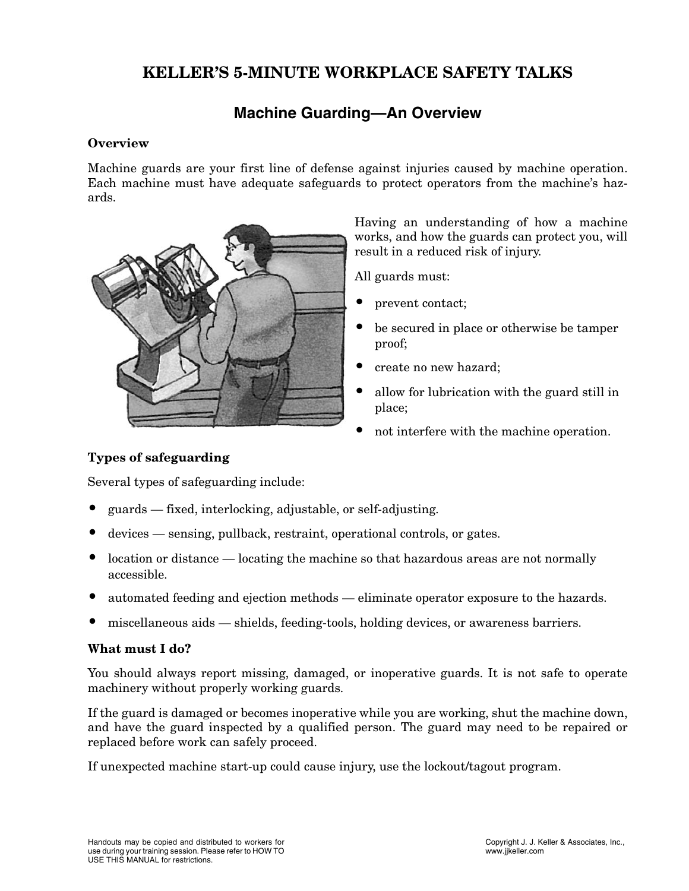# KELLER'S 5-MINUTE WORKPLACE SAFETY TALKS

## Machine Guarding—An Overview

### Overview

Machine guards are your first line of defense against injuries caused by machine operation. Each machine must have adequate safeguards to protect operators from the machine's hazards.

Having an understanding of how a machine works, and how the guards can protect you, will result in a reduced risk of injury.

All guards must:

- prevent contact;
- be secured in place or otherwise be tamper proof;
- create no new hazard;
- allow for lubrication with the guard still in place;
- not interfere with the machine operation.

### Types of safeguarding

Several types of safeguarding include:

- guards — fixed, interlocking, adjustable, or self-adjusting.
- devices — sensing, pullback, restraint, operational controls, or gates.
- location or distance — locating the machine so that hazardous areas are not normally accessible.
- automated feeding and ejection methods — eliminate operator exposure to the hazards.
- miscellaneous aids — shields, feeding-tools, holding devices, or awareness barriers.

### What must I do?

You should always report missing, damaged, or inoperative guards. It is not safe to operate machinery without properly working guards.

If the guard is damaged or becomes inoperative while you are working, shut the machine down, and have the guard inspected by a qualified person. The guard may need to be repaired or replaced before work can safely proceed.

If unexpected machine start-up could cause injury, use the lockout/tagout program.

Handouts may be copied and distributed to workers for use during your training session. Please refer to HOW TO USE THIS MANUAL for restrictions.

Copyright J. J. Keller & Associates, Inc., www.jjkeller.com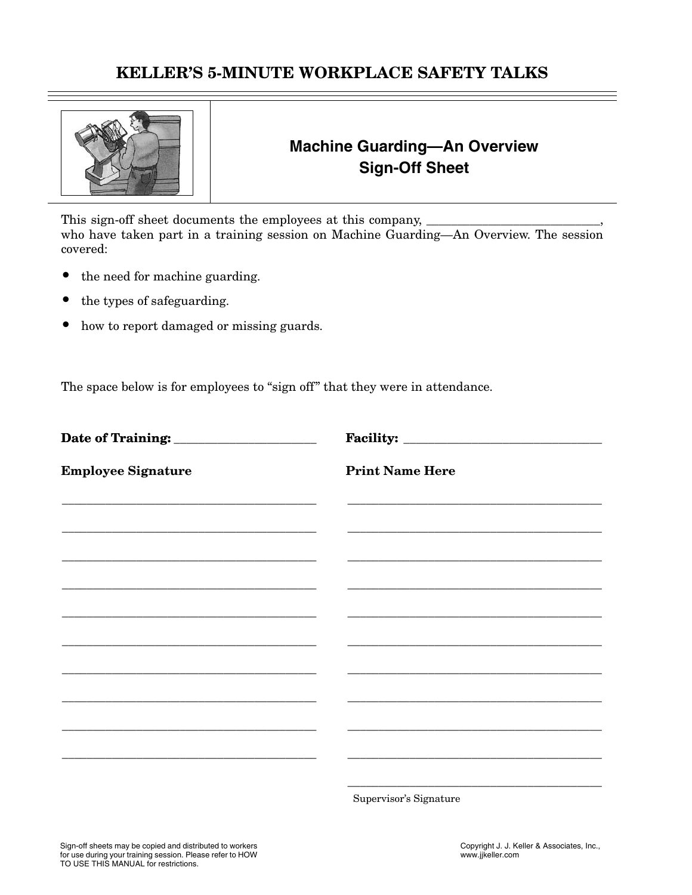# KELLER'S 5-MINUTE WORKPLACE SAFETY TALKS

## Machine Guarding—An Overview
## Sign-Off Sheet

This sign-off sheet documents the employees at this company, ___________________________, who have taken part in a training session on Machine Guarding—An Overview. The session covered:

- the need for machine guarding.
- the types of safeguarding.
- how to report damaged or missing guards.

The space below is for employees to "sign off" that they were in attendance.

**Date of Training:** ______________________ **Facility:** ________________________________

| **Employee Signature** | **Print Name Here** |
| --- | --- |
| ________________________________________ | ________________________________________ |
| ________________________________________ | ________________________________________ |
| ________________________________________ | ________________________________________ |
| ________________________________________ | ________________________________________ |
| ________________________________________ | ________________________________________ |
| ________________________________________ | ________________________________________ |
| ________________________________________ | ________________________________________ |
| ________________________________________ | ________________________________________ |
| ________________________________________ | ________________________________________ |
| ________________________________________ | ________________________________________ |

________________________________________
Supervisor's Signature

Sign-off sheets may be copied and distributed to workers for use during your training session. Please refer to HOW TO USE THIS MANUAL for restrictions.

Copyright J. J. Keller & Associates, Inc., www.jjkeller.com